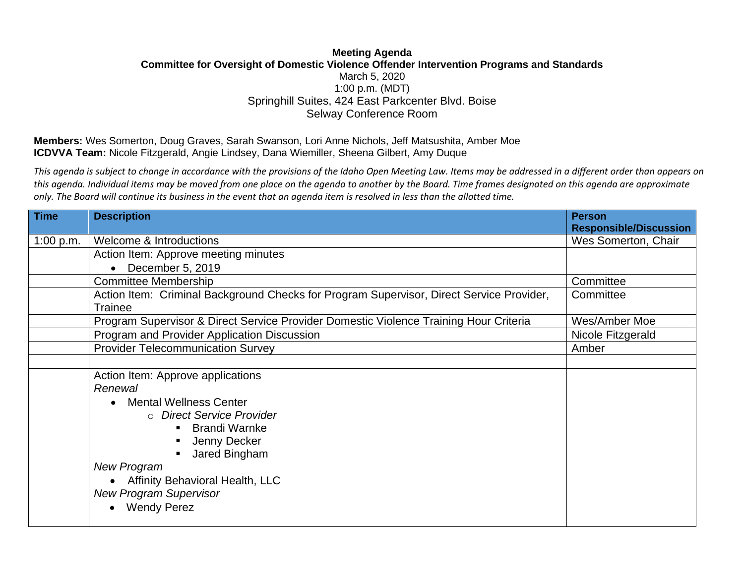**Meeting Agenda**
**Committee for Oversight of Domestic Violence Offender Intervention Programs and Standards**
March 5, 2020
1:00 p.m. (MDT)
Springhill Suites, 424 East Parkcenter Blvd. Boise
Selway Conference Room

**Members:** Wes Somerton, Doug Graves, Sarah Swanson, Lori Anne Nichols, Jeff Matsushita, Amber Moe
**ICDVVA Team:** Nicole Fitzgerald, Angie Lindsey, Dana Wiemiller, Sheena Gilbert, Amy Duque

*This agenda is subject to change in accordance with the provisions of the Idaho Open Meeting Law. Items may be addressed in a different order than appears on this agenda. Individual items may be moved from one place on the agenda to another by the Board. Time frames designated on this agenda are approximate only. The Board will continue its business in the event that an agenda item is resolved in less than the allotted time.*

| Time | Description | Person Responsible/Discussion |
|---|---|---|
| 1:00 p.m. | Welcome & Introductions | Wes Somerton, Chair |
| | Action Item: Approve meeting minutes<br>• December 5, 2019 | |
| | Committee Membership | Committee |
| | Action Item: Criminal Background Checks for Program Supervisor, Direct Service Provider, Trainee | Committee |
| | Program Supervisor & Direct Service Provider Domestic Violence Training Hour Criteria | Wes/Amber Moe |
| | Program and Provider Application Discussion | Nicole Fitzgerald |
| | Provider Telecommunication Survey | Amber |
| | | |
| | Action Item: Approve applications<br>*Renewal*<br>• Mental Wellness Center<br>○ *Direct Service Provider*<br>▪ Brandi Warnke<br>▪ Jenny Decker<br>▪ Jared Bingham<br>*New Program*<br>• Affinity Behavioral Health, LLC<br>*New Program Supervisor*<br>• Wendy Perez | |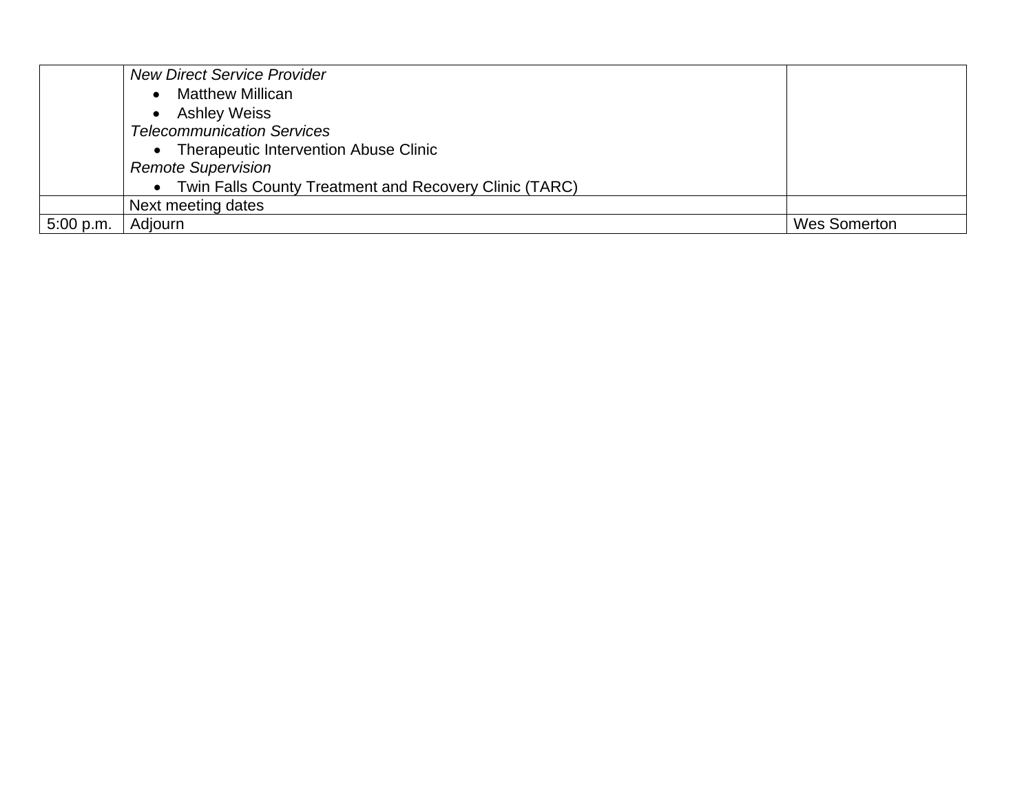| | | |
|---|---|---|
| | *New Direct Service Provider*<br>• Matthew Millican<br>• Ashley Weiss<br>*Telecommunication Services*<br>• Therapeutic Intervention Abuse Clinic<br>*Remote Supervision*<br>• Twin Falls County Treatment and Recovery Clinic (TARC) | |
| | Next meeting dates | |
| 5:00 p.m. | Adjourn | Wes Somerton |